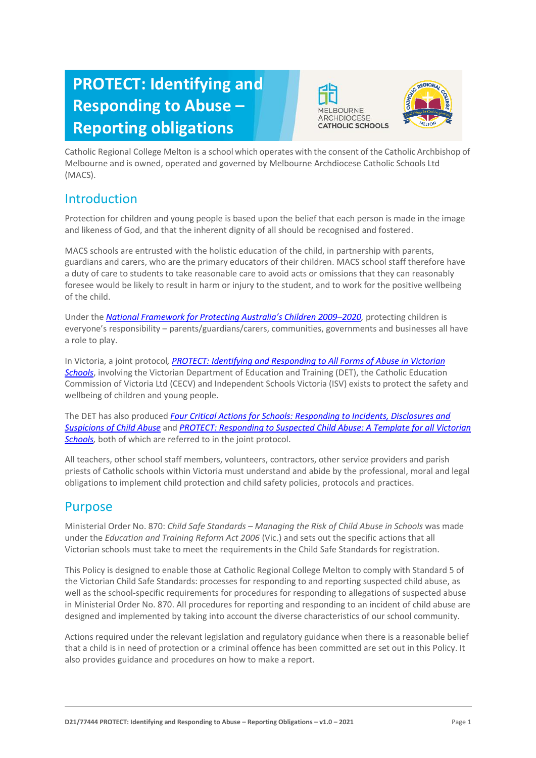# PROTECT: Identifying and Responding to Abuse – Reporting obligations

Catholic Regional College Melton is a school which operates with the consent of the Catholic Archbishop of Melbourne and is owned, operated and governed by Melbourne Archdiocese Catholic Schools Ltd (MACS).

## Introduction

Protection for children and young people is based upon the belief that each person is made in the image and likeness of God, and that the inherent dignity of all should be recognised and fostered.

MACS schools are entrusted with the holistic education of the child, in partnership with parents, guardians and carers, who are the primary educators of their children. MACS school staff therefore have a duty of care to students to take reasonable care to avoid acts or omissions that they can reasonably foresee would be likely to result in harm or injury to the student, and to work for the positive wellbeing of the child.

Under the *National Framework for Protecting Australia's Children 2009–2020*, protecting children is everyone's responsibility – parents/guardians/carers, communities, governments and businesses all have a role to play.

In Victoria, a joint protocol, *PROTECT: Identifying and Responding to All Forms of Abuse in Victorian Schools*, involving the Victorian Department of Education and Training (DET), the Catholic Education Commission of Victoria Ltd (CECV) and Independent Schools Victoria (ISV) exists to protect the safety and wellbeing of children and young people.

The DET has also produced *Four Critical Actions for Schools: Responding to Incidents, Disclosures and Suspicions of Child Abuse* and *PROTECT: Responding to Suspected Child Abuse: A Template for all Victorian Schools*, both of which are referred to in the joint protocol.

All teachers, other school staff members, volunteers, contractors, other service providers and parish priests of Catholic schools within Victoria must understand and abide by the professional, moral and legal obligations to implement child protection and child safety policies, protocols and practices.

## Purpose

Ministerial Order No. 870: *Child Safe Standards – Managing the Risk of Child Abuse in Schools* was made under the *Education and Training Reform Act 2006* (Vic.) and sets out the specific actions that all Victorian schools must take to meet the requirements in the Child Safe Standards for registration.

This Policy is designed to enable those at Catholic Regional College Melton to comply with Standard 5 of the Victorian Child Safe Standards: processes for responding to and reporting suspected child abuse, as well as the school-specific requirements for procedures for responding to allegations of suspected abuse in Ministerial Order No. 870. All procedures for reporting and responding to an incident of child abuse are designed and implemented by taking into account the diverse characteristics of our school community.

Actions required under the relevant legislation and regulatory guidance when there is a reasonable belief that a child is in need of protection or a criminal offence has been committed are set out in this Policy. It also provides guidance and procedures on how to make a report.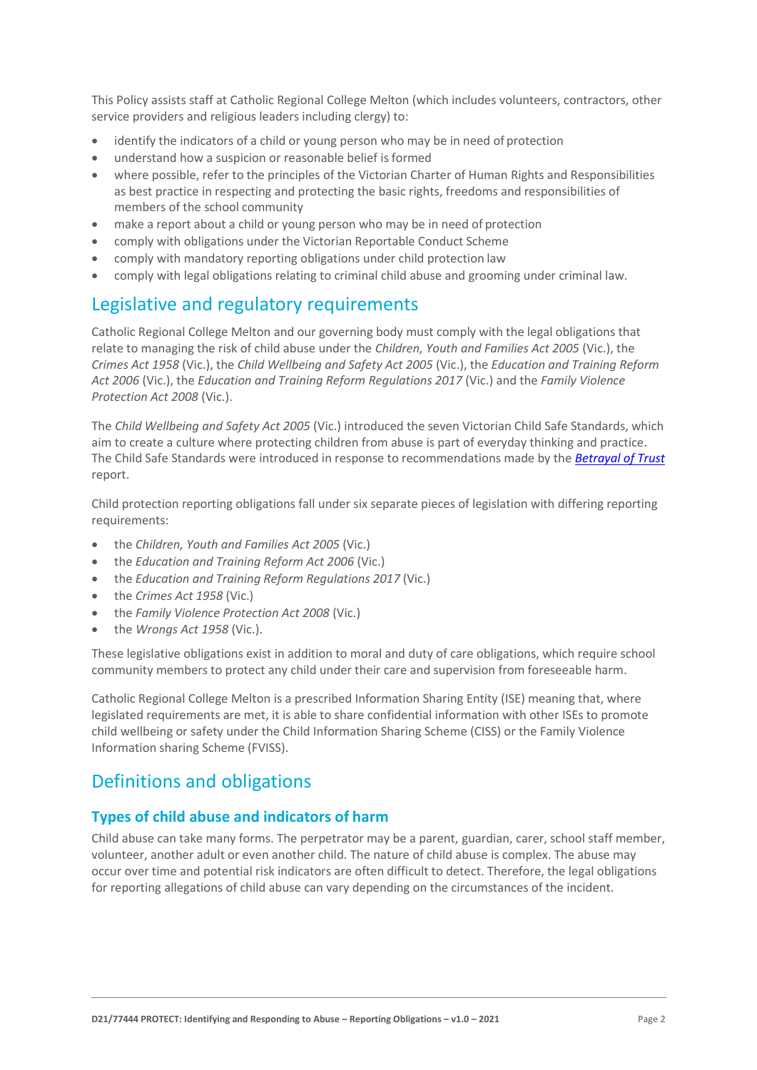This Policy assists staff at Catholic Regional College Melton (which includes volunteers, contractors, other service providers and religious leaders including clergy) to:

- identify the indicators of a child or young person who may be in need of protection
- understand how a suspicion or reasonable belief is formed
- where possible, refer to the principles of the Victorian Charter of Human Rights and Responsibilities as best practice in respecting and protecting the basic rights, freedoms and responsibilities of members of the school community
- make a report about a child or young person who may be in need of protection
- comply with obligations under the Victorian Reportable Conduct Scheme
- comply with mandatory reporting obligations under child protection law
- comply with legal obligations relating to criminal child abuse and grooming under criminal law.

## Legislative and regulatory requirements

Catholic Regional College Melton and our governing body must comply with the legal obligations that relate to managing the risk of child abuse under the *Children, Youth and Families Act 2005* (Vic.), the *Crimes Act 1958* (Vic.), the *Child Wellbeing and Safety Act 2005* (Vic.), the *Education and Training Reform Act 2006* (Vic.), the *Education and Training Reform Regulations 2017* (Vic.) and the *Family Violence Protection Act 2008* (Vic.).

The *Child Wellbeing and Safety Act 2005* (Vic.) introduced the seven Victorian Child Safe Standards, which aim to create a culture where protecting children from abuse is part of everyday thinking and practice. The Child Safe Standards were introduced in response to recommendations made by the ***Betrayal of Trust*** report.

Child protection reporting obligations fall under six separate pieces of legislation with differing reporting requirements:

- the *Children, Youth and Families Act 2005* (Vic.)
- the *Education and Training Reform Act 2006* (Vic.)
- the *Education and Training Reform Regulations 2017* (Vic.)
- the *Crimes Act 1958* (Vic.)
- the *Family Violence Protection Act 2008* (Vic.)
- the *Wrongs Act 1958* (Vic.).

These legislative obligations exist in addition to moral and duty of care obligations, which require school community members to protect any child under their care and supervision from foreseeable harm.

Catholic Regional College Melton is a prescribed Information Sharing Entity (ISE) meaning that, where legislated requirements are met, it is able to share confidential information with other ISEs to promote child wellbeing or safety under the Child Information Sharing Scheme (CISS) or the Family Violence Information sharing Scheme (FVISS).

## Definitions and obligations

### Types of child abuse and indicators of harm

Child abuse can take many forms. The perpetrator may be a parent, guardian, carer, school staff member, volunteer, another adult or even another child. The nature of child abuse is complex. The abuse may occur over time and potential risk indicators are often difficult to detect. Therefore, the legal obligations for reporting allegations of child abuse can vary depending on the circumstances of the incident.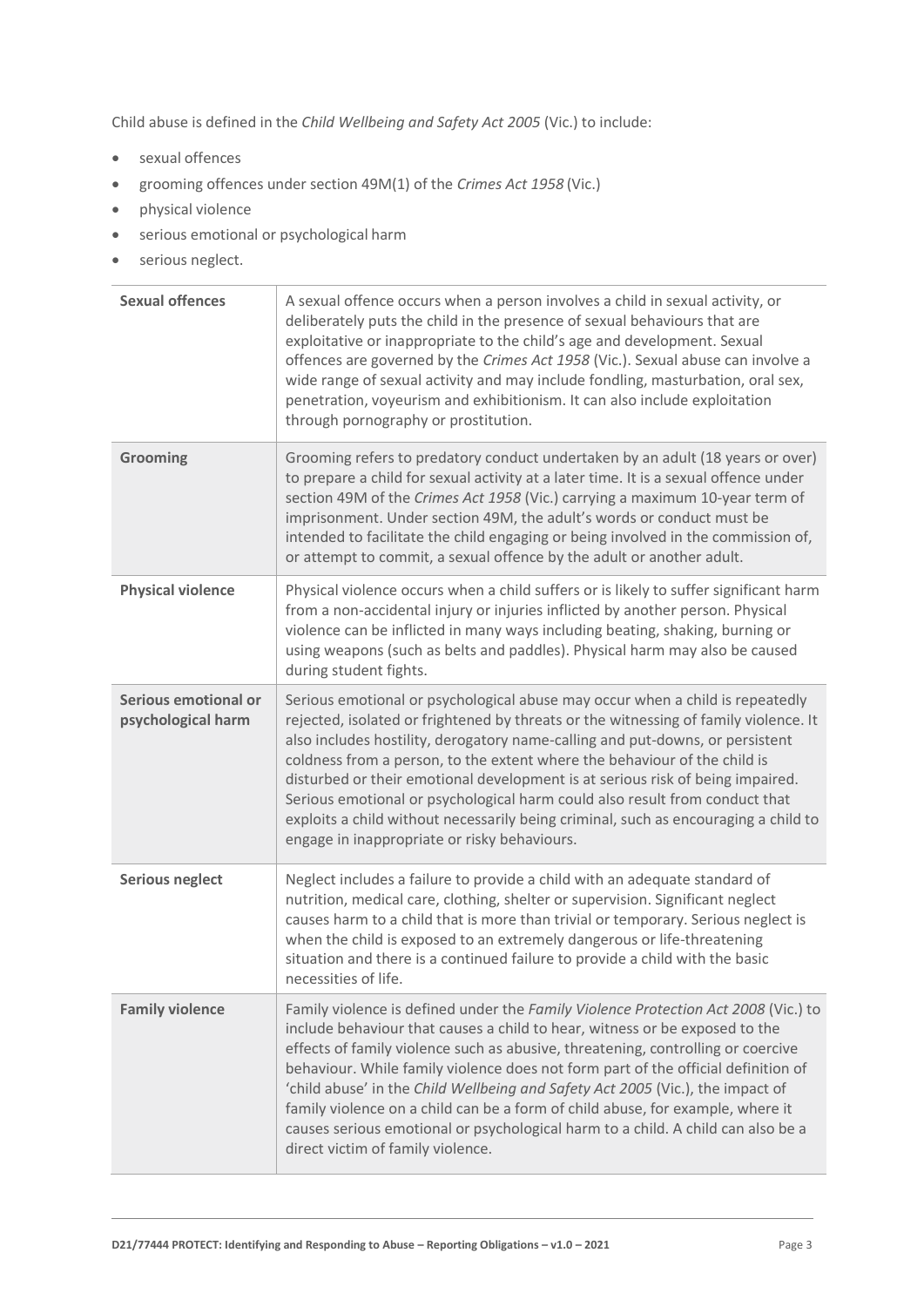Child abuse is defined in the *Child Wellbeing and Safety Act 2005* (Vic.) to include:

- sexual offences
- grooming offences under section 49M(1) of the *Crimes Act 1958* (Vic.)
- physical violence
- serious emotional or psychological harm
- serious neglect.

| | |
|---|---|
| **Sexual offences** | A sexual offence occurs when a person involves a child in sexual activity, or deliberately puts the child in the presence of sexual behaviours that are exploitative or inappropriate to the child's age and development. Sexual offences are governed by the *Crimes Act 1958* (Vic.). Sexual abuse can involve a wide range of sexual activity and may include fondling, masturbation, oral sex, penetration, voyeurism and exhibitionism. It can also include exploitation through pornography or prostitution. |
| **Grooming** | Grooming refers to predatory conduct undertaken by an adult (18 years or over) to prepare a child for sexual activity at a later time. It is a sexual offence under section 49M of the *Crimes Act 1958* (Vic.) carrying a maximum 10-year term of imprisonment. Under section 49M, the adult's words or conduct must be intended to facilitate the child engaging or being involved in the commission of, or attempt to commit, a sexual offence by the adult or another adult. |
| **Physical violence** | Physical violence occurs when a child suffers or is likely to suffer significant harm from a non-accidental injury or injuries inflicted by another person. Physical violence can be inflicted in many ways including beating, shaking, burning or using weapons (such as belts and paddles). Physical harm may also be caused during student fights. |
| **Serious emotional or psychological harm** | Serious emotional or psychological abuse may occur when a child is repeatedly rejected, isolated or frightened by threats or the witnessing of family violence. It also includes hostility, derogatory name-calling and put-downs, or persistent coldness from a person, to the extent where the behaviour of the child is disturbed or their emotional development is at serious risk of being impaired. Serious emotional or psychological harm could also result from conduct that exploits a child without necessarily being criminal, such as encouraging a child to engage in inappropriate or risky behaviours. |
| **Serious neglect** | Neglect includes a failure to provide a child with an adequate standard of nutrition, medical care, clothing, shelter or supervision. Significant neglect causes harm to a child that is more than trivial or temporary. Serious neglect is when the child is exposed to an extremely dangerous or life-threatening situation and there is a continued failure to provide a child with the basic necessities of life. |
| **Family violence** | Family violence is defined under the *Family Violence Protection Act 2008* (Vic.) to include behaviour that causes a child to hear, witness or be exposed to the effects of family violence such as abusive, threatening, controlling or coercive behaviour. While family violence does not form part of the official definition of 'child abuse' in the *Child Wellbeing and Safety Act 2005* (Vic.), the impact of family violence on a child can be a form of child abuse, for example, where it causes serious emotional or psychological harm to a child. A child can also be a direct victim of family violence. |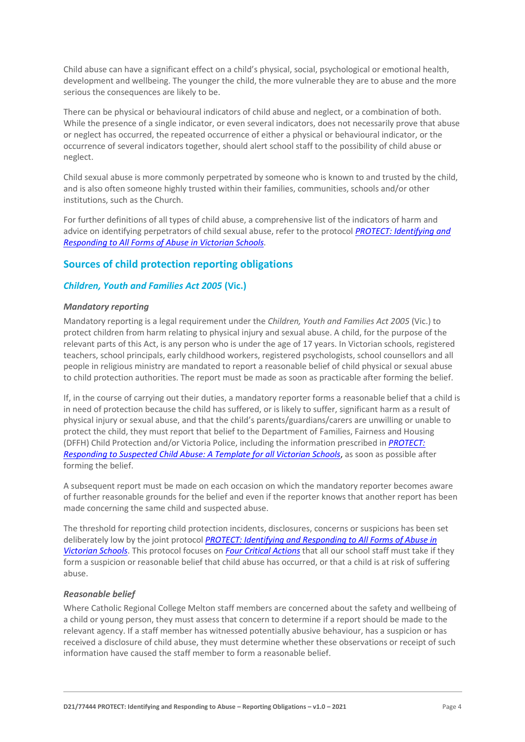Child abuse can have a significant effect on a child's physical, social, psychological or emotional health, development and wellbeing. The younger the child, the more vulnerable they are to abuse and the more serious the consequences are likely to be.

There can be physical or behavioural indicators of child abuse and neglect, or a combination of both. While the presence of a single indicator, or even several indicators, does not necessarily prove that abuse or neglect has occurred, the repeated occurrence of either a physical or behavioural indicator, or the occurrence of several indicators together, should alert school staff to the possibility of child abuse or neglect.

Child sexual abuse is more commonly perpetrated by someone who is known to and trusted by the child, and is also often someone highly trusted within their families, communities, schools and/or other institutions, such as the Church.

For further definitions of all types of child abuse, a comprehensive list of the indicators of harm and advice on identifying perpetrators of child sexual abuse, refer to the protocol *PROTECT: Identifying and Responding to All Forms of Abuse in Victorian Schools*.

## Sources of child protection reporting obligations

### *Children, Youth and Families Act 2005* (Vic.)

#### *Mandatory reporting*

Mandatory reporting is a legal requirement under the *Children, Youth and Families Act 2005* (Vic.) to protect children from harm relating to physical injury and sexual abuse. A child, for the purpose of the relevant parts of this Act, is any person who is under the age of 17 years. In Victorian schools, registered teachers, school principals, early childhood workers, registered psychologists, school counsellors and all people in religious ministry are mandated to report a reasonable belief of child physical or sexual abuse to child protection authorities. The report must be made as soon as practicable after forming the belief.

If, in the course of carrying out their duties, a mandatory reporter forms a reasonable belief that a child is in need of protection because the child has suffered, or is likely to suffer, significant harm as a result of physical injury or sexual abuse, and that the child's parents/guardians/carers are unwilling or unable to protect the child, they must report that belief to the Department of Families, Fairness and Housing (DFFH) Child Protection and/or Victoria Police, including the information prescribed in ***PROTECT: Responding to Suspected Child Abuse: A Template for all Victorian Schools***, as soon as possible after forming the belief.

A subsequent report must be made on each occasion on which the mandatory reporter becomes aware of further reasonable grounds for the belief and even if the reporter knows that another report has been made concerning the same child and suspected abuse.

The threshold for reporting child protection incidents, disclosures, concerns or suspicions has been set deliberately low by the joint protocol ***PROTECT: Identifying and Responding to All Forms of Abuse in Victorian Schools***. This protocol focuses on ***Four Critical Actions*** that all our school staff must take if they form a suspicion or reasonable belief that child abuse has occurred, or that a child is at risk of suffering abuse.

#### *Reasonable belief*

Where Catholic Regional College Melton staff members are concerned about the safety and wellbeing of a child or young person, they must assess that concern to determine if a report should be made to the relevant agency. If a staff member has witnessed potentially abusive behaviour, has a suspicion or has received a disclosure of child abuse, they must determine whether these observations or receipt of such information have caused the staff member to form a reasonable belief.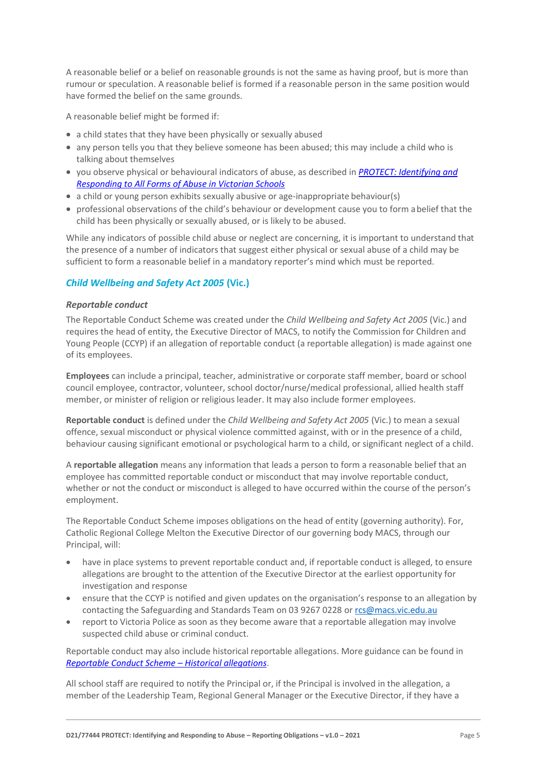A reasonable belief or a belief on reasonable grounds is not the same as having proof, but is more than rumour or speculation. A reasonable belief is formed if a reasonable person in the same position would have formed the belief on the same grounds.

A reasonable belief might be formed if:

- a child states that they have been physically or sexually abused
- any person tells you that they believe someone has been abused; this may include a child who is talking about themselves
- you observe physical or behavioural indicators of abuse, as described in *[PROTECT: Identifying and Responding to All Forms of Abuse in Victorian Schools](#)*
- a child or young person exhibits sexually abusive or age-inappropriate behaviour(s)
- professional observations of the child's behaviour or development cause you to form a belief that the child has been physically or sexually abused, or is likely to be abused.

While any indicators of possible child abuse or neglect are concerning, it is important to understand that the presence of a number of indicators that suggest either physical or sexual abuse of a child may be sufficient to form a reasonable belief in a mandatory reporter's mind which must be reported.

## *Child Wellbeing and Safety Act 2005* (Vic.)

### *Reportable conduct*

The Reportable Conduct Scheme was created under the *Child Wellbeing and Safety Act 2005* (Vic.) and requires the head of entity, the Executive Director of MACS, to notify the Commission for Children and Young People (CCYP) if an allegation of reportable conduct (a reportable allegation) is made against one of its employees.

**Employees** can include a principal, teacher, administrative or corporate staff member, board or school council employee, contractor, volunteer, school doctor/nurse/medical professional, allied health staff member, or minister of religion or religious leader. It may also include former employees.

**Reportable conduct** is defined under the *Child Wellbeing and Safety Act 2005* (Vic.) to mean a sexual offence, sexual misconduct or physical violence committed against, with or in the presence of a child, behaviour causing significant emotional or psychological harm to a child, or significant neglect of a child.

A **reportable allegation** means any information that leads a person to form a reasonable belief that an employee has committed reportable conduct or misconduct that may involve reportable conduct, whether or not the conduct or misconduct is alleged to have occurred within the course of the person's employment.

The Reportable Conduct Scheme imposes obligations on the head of entity (governing authority). For, Catholic Regional College Melton the Executive Director of our governing body MACS, through our Principal, will:

- have in place systems to prevent reportable conduct and, if reportable conduct is alleged, to ensure allegations are brought to the attention of the Executive Director at the earliest opportunity for investigation and response
- ensure that the CCYP is notified and given updates on the organisation's response to an allegation by contacting the Safeguarding and Standards Team on 03 9267 0228 or [rcs@macs.vic.edu.au](mailto:rcs@macs.vic.edu.au)
- report to Victoria Police as soon as they become aware that a reportable allegation may involve suspected child abuse or criminal conduct.

Reportable conduct may also include historical reportable allegations. More guidance can be found in *[Reportable Conduct Scheme – Historical allegations](#)*.

All school staff are required to notify the Principal or, if the Principal is involved in the allegation, a member of the Leadership Team, Regional General Manager or the Executive Director, if they have a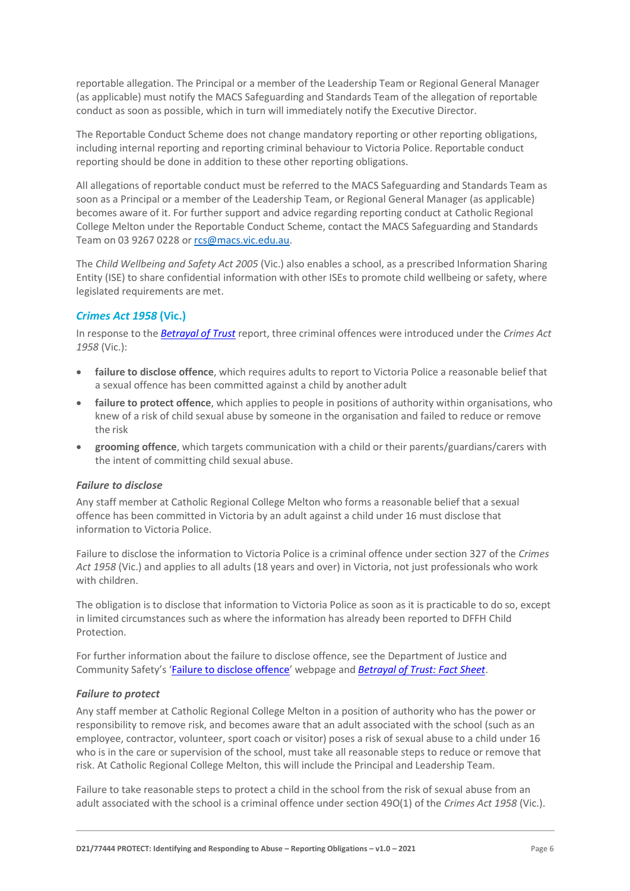reportable allegation. The Principal or a member of the Leadership Team or Regional General Manager (as applicable) must notify the MACS Safeguarding and Standards Team of the allegation of reportable conduct as soon as possible, which in turn will immediately notify the Executive Director.

The Reportable Conduct Scheme does not change mandatory reporting or other reporting obligations, including internal reporting and reporting criminal behaviour to Victoria Police. Reportable conduct reporting should be done in addition to these other reporting obligations.

All allegations of reportable conduct must be referred to the MACS Safeguarding and Standards Team as soon as a Principal or a member of the Leadership Team, or Regional General Manager (as applicable) becomes aware of it. For further support and advice regarding reporting conduct at Catholic Regional College Melton under the Reportable Conduct Scheme, contact the MACS Safeguarding and Standards Team on 03 9267 0228 or [rcs@macs.vic.edu.au](mailto:rcs@macs.vic.edu.au).

The *Child Wellbeing and Safety Act 2005* (Vic.) also enables a school, as a prescribed Information Sharing Entity (ISE) to share confidential information with other ISEs to promote child wellbeing or safety, where legislated requirements are met.

### *Crimes Act 1958* (Vic.)

In response to the *Betrayal of Trust* report, three criminal offences were introduced under the *Crimes Act 1958* (Vic.):

- **failure to disclose offence**, which requires adults to report to Victoria Police a reasonable belief that a sexual offence has been committed against a child by another adult
- **failure to protect offence**, which applies to people in positions of authority within organisations, who knew of a risk of child sexual abuse by someone in the organisation and failed to reduce or remove the risk
- **grooming offence**, which targets communication with a child or their parents/guardians/carers with the intent of committing child sexual abuse.

#### *Failure to disclose*

Any staff member at Catholic Regional College Melton who forms a reasonable belief that a sexual offence has been committed in Victoria by an adult against a child under 16 must disclose that information to Victoria Police.

Failure to disclose the information to Victoria Police is a criminal offence under section 327 of the *Crimes Act 1958* (Vic.) and applies to all adults (18 years and over) in Victoria, not just professionals who work with children.

The obligation is to disclose that information to Victoria Police as soon as it is practicable to do so, except in limited circumstances such as where the information has already been reported to DFFH Child Protection.

For further information about the failure to disclose offence, see the Department of Justice and Community Safety's 'Failure to disclose offence' webpage and *Betrayal of Trust: Fact Sheet*.

#### *Failure to protect*

Any staff member at Catholic Regional College Melton in a position of authority who has the power or responsibility to remove risk, and becomes aware that an adult associated with the school (such as an employee, contractor, volunteer, sport coach or visitor) poses a risk of sexual abuse to a child under 16 who is in the care or supervision of the school, must take all reasonable steps to reduce or remove that risk. At Catholic Regional College Melton, this will include the Principal and Leadership Team.

Failure to take reasonable steps to protect a child in the school from the risk of sexual abuse from an adult associated with the school is a criminal offence under section 49O(1) of the *Crimes Act 1958* (Vic.).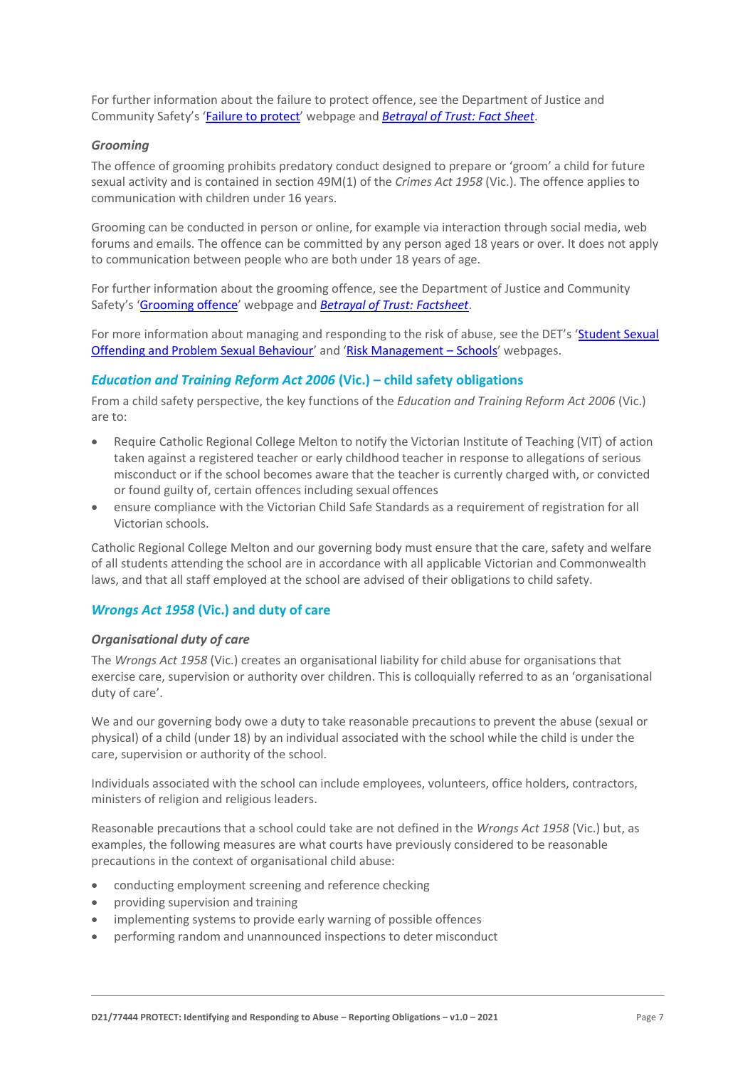For further information about the failure to protect offence, see the Department of Justice and Community Safety's '[Failure to protect]' webpage and *[Betrayal of Trust: Fact Sheet]*.

### *Grooming*

The offence of grooming prohibits predatory conduct designed to prepare or 'groom' a child for future sexual activity and is contained in section 49M(1) of the *Crimes Act 1958* (Vic.). The offence applies to communication with children under 16 years.

Grooming can be conducted in person or online, for example via interaction through social media, web forums and emails. The offence can be committed by any person aged 18 years or over. It does not apply to communication between people who are both under 18 years of age.

For further information about the grooming offence, see the Department of Justice and Community Safety's '[Grooming offence]' webpage and *[Betrayal of Trust: Factsheet]*.

For more information about managing and responding to the risk of abuse, see the DET's '[Student Sexual Offending and Problem Sexual Behaviour]' and '[Risk Management – Schools]' webpages.

## *Education and Training Reform Act 2006* (Vic.) – child safety obligations

From a child safety perspective, the key functions of the *Education and Training Reform Act 2006* (Vic.) are to:

- Require Catholic Regional College Melton to notify the Victorian Institute of Teaching (VIT) of action taken against a registered teacher or early childhood teacher in response to allegations of serious misconduct or if the school becomes aware that the teacher is currently charged with, or convicted or found guilty of, certain offences including sexual offences
- ensure compliance with the Victorian Child Safe Standards as a requirement of registration for all Victorian schools.

Catholic Regional College Melton and our governing body must ensure that the care, safety and welfare of all students attending the school are in accordance with all applicable Victorian and Commonwealth laws, and that all staff employed at the school are advised of their obligations to child safety.

## *Wrongs Act 1958* (Vic.) and duty of care

### *Organisational duty of care*

The *Wrongs Act 1958* (Vic.) creates an organisational liability for child abuse for organisations that exercise care, supervision or authority over children. This is colloquially referred to as an 'organisational duty of care'.

We and our governing body owe a duty to take reasonable precautions to prevent the abuse (sexual or physical) of a child (under 18) by an individual associated with the school while the child is under the care, supervision or authority of the school.

Individuals associated with the school can include employees, volunteers, office holders, contractors, ministers of religion and religious leaders.

Reasonable precautions that a school could take are not defined in the *Wrongs Act 1958* (Vic.) but, as examples, the following measures are what courts have previously considered to be reasonable precautions in the context of organisational child abuse:

- conducting employment screening and reference checking
- providing supervision and training
- implementing systems to provide early warning of possible offences
- performing random and unannounced inspections to deter misconduct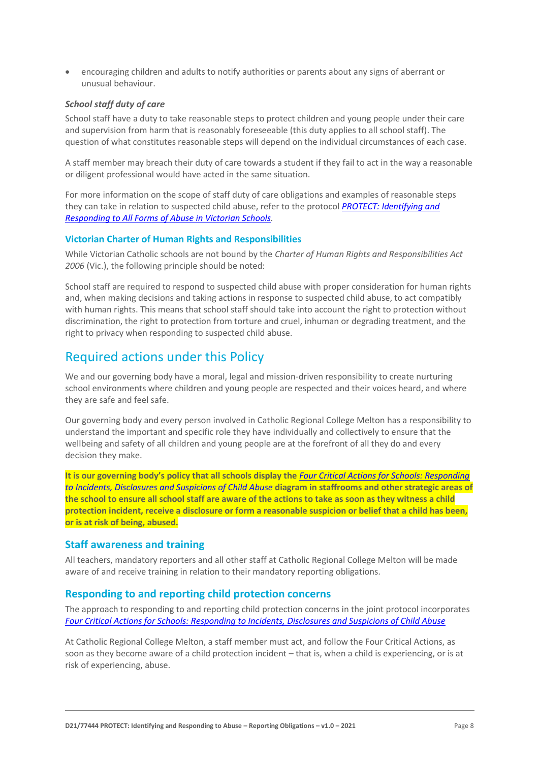- encouraging children and adults to notify authorities or parents about any signs of aberrant or unusual behaviour.

***School staff duty of care***

School staff have a duty to take reasonable steps to protect children and young people under their care and supervision from harm that is reasonably foreseeable (this duty applies to all school staff). The question of what constitutes reasonable steps will depend on the individual circumstances of each case.

A staff member may breach their duty of care towards a student if they fail to act in the way a reasonable or diligent professional would have acted in the same situation.

For more information on the scope of staff duty of care obligations and examples of reasonable steps they can take in relation to suspected child abuse, refer to the protocol *PROTECT: Identifying and Responding to All Forms of Abuse in Victorian Schools*.

### Victorian Charter of Human Rights and Responsibilities

While Victorian Catholic schools are not bound by the *Charter of Human Rights and Responsibilities Act 2006* (Vic.), the following principle should be noted:

School staff are required to respond to suspected child abuse with proper consideration for human rights and, when making decisions and taking actions in response to suspected child abuse, to act compatibly with human rights. This means that school staff should take into account the right to protection without discrimination, the right to protection from torture and cruel, inhuman or degrading treatment, and the right to privacy when responding to suspected child abuse.

## Required actions under this Policy

We and our governing body have a moral, legal and mission-driven responsibility to create nurturing school environments where children and young people are respected and their voices heard, and where they are safe and feel safe.

Our governing body and every person involved in Catholic Regional College Melton has a responsibility to understand the important and specific role they have individually and collectively to ensure that the wellbeing and safety of all children and young people are at the forefront of all they do and every decision they make.

**It is our governing body's policy that all schools display the *Four Critical Actions for Schools: Responding to Incidents, Disclosures and Suspicions of Child Abuse* diagram in staffrooms and other strategic areas of the school to ensure all school staff are aware of the actions to take as soon as they witness a child protection incident, receive a disclosure or form a reasonable suspicion or belief that a child has been, or is at risk of being, abused.**

### Staff awareness and training

All teachers, mandatory reporters and all other staff at Catholic Regional College Melton will be made aware of and receive training in relation to their mandatory reporting obligations.

### Responding to and reporting child protection concerns

The approach to responding to and reporting child protection concerns in the joint protocol incorporates *Four Critical Actions for Schools: Responding to Incidents, Disclosures and Suspicions of Child Abuse*

At Catholic Regional College Melton, a staff member must act, and follow the Four Critical Actions, as soon as they become aware of a child protection incident – that is, when a child is experiencing, or is at risk of experiencing, abuse.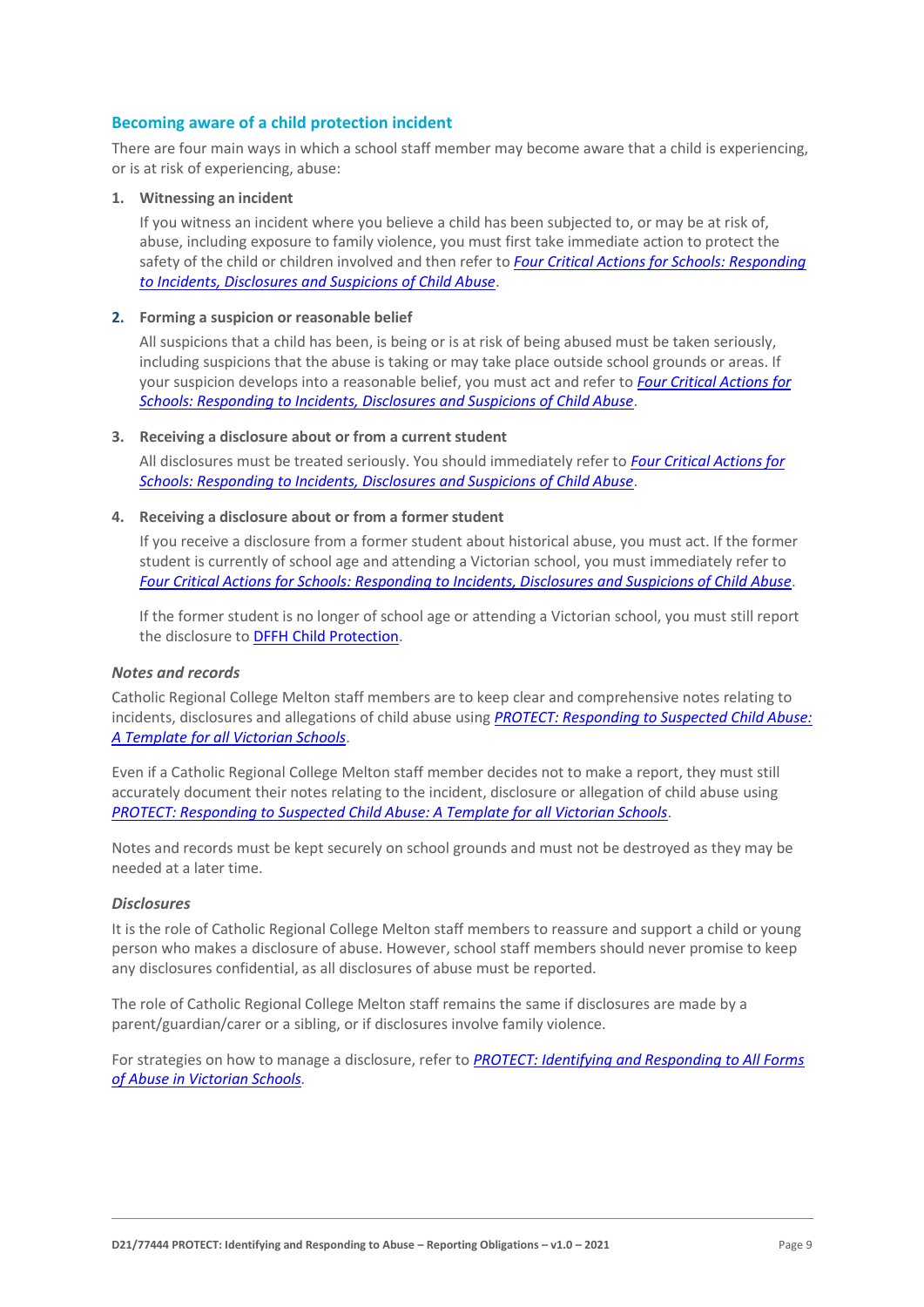## Becoming aware of a child protection incident

There are four main ways in which a school staff member may become aware that a child is experiencing, or is at risk of experiencing, abuse:

1. **Witnessing an incident**

   If you witness an incident where you believe a child has been subjected to, or may be at risk of, abuse, including exposure to family violence, you must first take immediate action to protect the safety of the child or children involved and then refer to *Four Critical Actions for Schools: Responding to Incidents, Disclosures and Suspicions of Child Abuse*.

2. **Forming a suspicion or reasonable belief**

   All suspicions that a child has been, is being or is at risk of being abused must be taken seriously, including suspicions that the abuse is taking or may take place outside school grounds or areas. If your suspicion develops into a reasonable belief, you must act and refer to *Four Critical Actions for Schools: Responding to Incidents, Disclosures and Suspicions of Child Abuse*.

3. **Receiving a disclosure about or from a current student**

   All disclosures must be treated seriously. You should immediately refer to *Four Critical Actions for Schools: Responding to Incidents, Disclosures and Suspicions of Child Abuse*.

4. **Receiving a disclosure about or from a former student**

   If you receive a disclosure from a former student about historical abuse, you must act. If the former student is currently of school age and attending a Victorian school, you must immediately refer to *Four Critical Actions for Schools: Responding to Incidents, Disclosures and Suspicions of Child Abuse*.

   If the former student is no longer of school age or attending a Victorian school, you must still report the disclosure to DFFH Child Protection.

### *Notes and records*

Catholic Regional College Melton staff members are to keep clear and comprehensive notes relating to incidents, disclosures and allegations of child abuse using *PROTECT: Responding to Suspected Child Abuse: A Template for all Victorian Schools*.

Even if a Catholic Regional College Melton staff member decides not to make a report, they must still accurately document their notes relating to the incident, disclosure or allegation of child abuse using *PROTECT: Responding to Suspected Child Abuse: A Template for all Victorian Schools*.

Notes and records must be kept securely on school grounds and must not be destroyed as they may be needed at a later time.

### *Disclosures*

It is the role of Catholic Regional College Melton staff members to reassure and support a child or young person who makes a disclosure of abuse. However, school staff members should never promise to keep any disclosures confidential, as all disclosures of abuse must be reported.

The role of Catholic Regional College Melton staff remains the same if disclosures are made by a parent/guardian/carer or a sibling, or if disclosures involve family violence.

For strategies on how to manage a disclosure, refer to *PROTECT: Identifying and Responding to All Forms of Abuse in Victorian Schools*.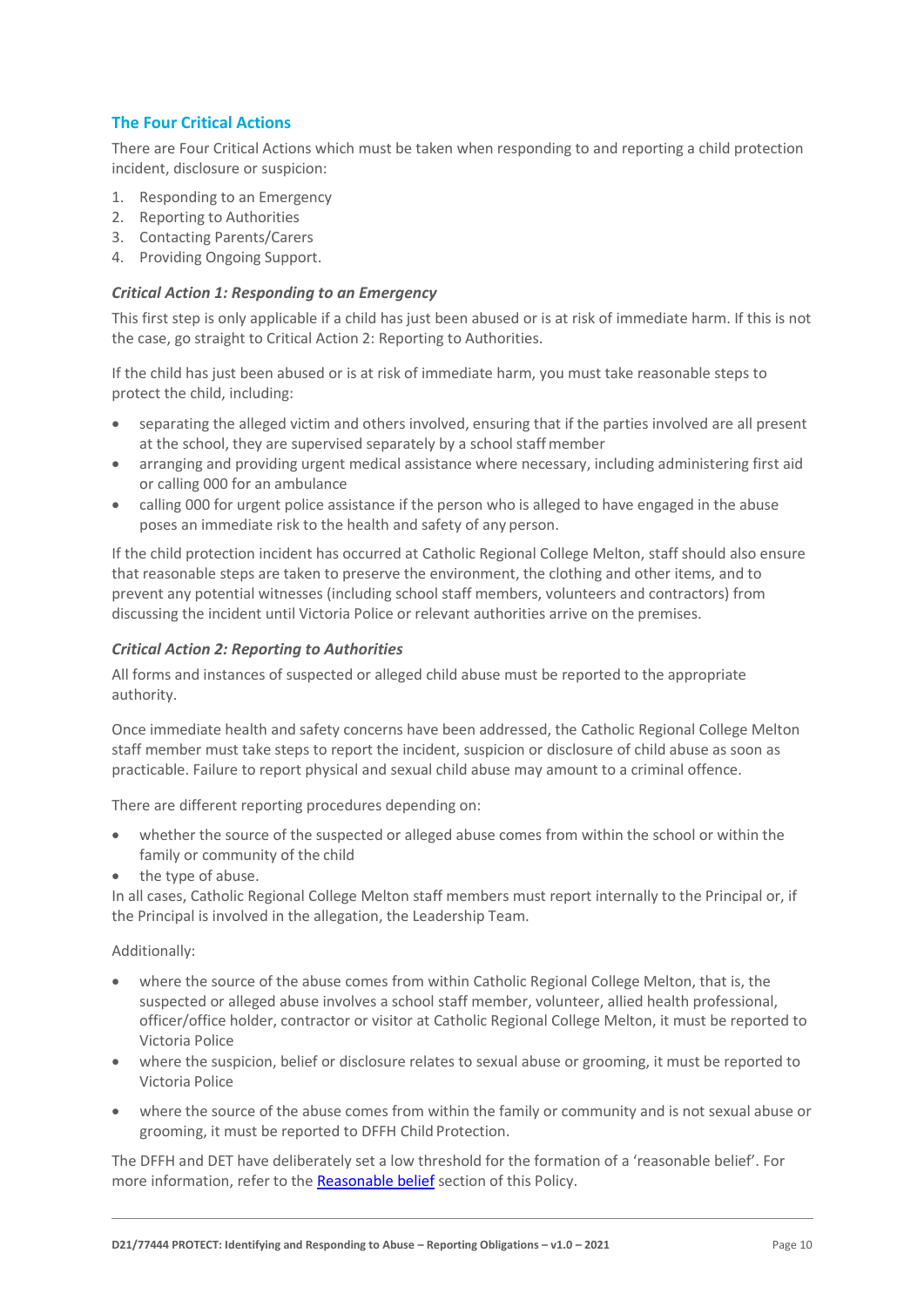## The Four Critical Actions

There are Four Critical Actions which must be taken when responding to and reporting a child protection incident, disclosure or suspicion:

1. Responding to an Emergency
2. Reporting to Authorities
3. Contacting Parents/Carers
4. Providing Ongoing Support.

### *Critical Action 1: Responding to an Emergency*

This first step is only applicable if a child has just been abused or is at risk of immediate harm. If this is not the case, go straight to Critical Action 2: Reporting to Authorities.

If the child has just been abused or is at risk of immediate harm, you must take reasonable steps to protect the child, including:

- separating the alleged victim and others involved, ensuring that if the parties involved are all present at the school, they are supervised separately by a school staff member
- arranging and providing urgent medical assistance where necessary, including administering first aid or calling 000 for an ambulance
- calling 000 for urgent police assistance if the person who is alleged to have engaged in the abuse poses an immediate risk to the health and safety of any person.

If the child protection incident has occurred at Catholic Regional College Melton, staff should also ensure that reasonable steps are taken to preserve the environment, the clothing and other items, and to prevent any potential witnesses (including school staff members, volunteers and contractors) from discussing the incident until Victoria Police or relevant authorities arrive on the premises.

### *Critical Action 2: Reporting to Authorities*

All forms and instances of suspected or alleged child abuse must be reported to the appropriate authority.

Once immediate health and safety concerns have been addressed, the Catholic Regional College Melton staff member must take steps to report the incident, suspicion or disclosure of child abuse as soon as practicable. Failure to report physical and sexual child abuse may amount to a criminal offence.

There are different reporting procedures depending on:

- whether the source of the suspected or alleged abuse comes from within the school or within the family or community of the child
- the type of abuse.

In all cases, Catholic Regional College Melton staff members must report internally to the Principal or, if the Principal is involved in the allegation, the Leadership Team.

Additionally:

- where the source of the abuse comes from within Catholic Regional College Melton, that is, the suspected or alleged abuse involves a school staff member, volunteer, allied health professional, officer/office holder, contractor or visitor at Catholic Regional College Melton, it must be reported to Victoria Police
- where the suspicion, belief or disclosure relates to sexual abuse or grooming, it must be reported to Victoria Police
- where the source of the abuse comes from within the family or community and is not sexual abuse or grooming, it must be reported to DFFH Child Protection.

The DFFH and DET have deliberately set a low threshold for the formation of a 'reasonable belief'. For more information, refer to the [Reasonable belief] section of this Policy.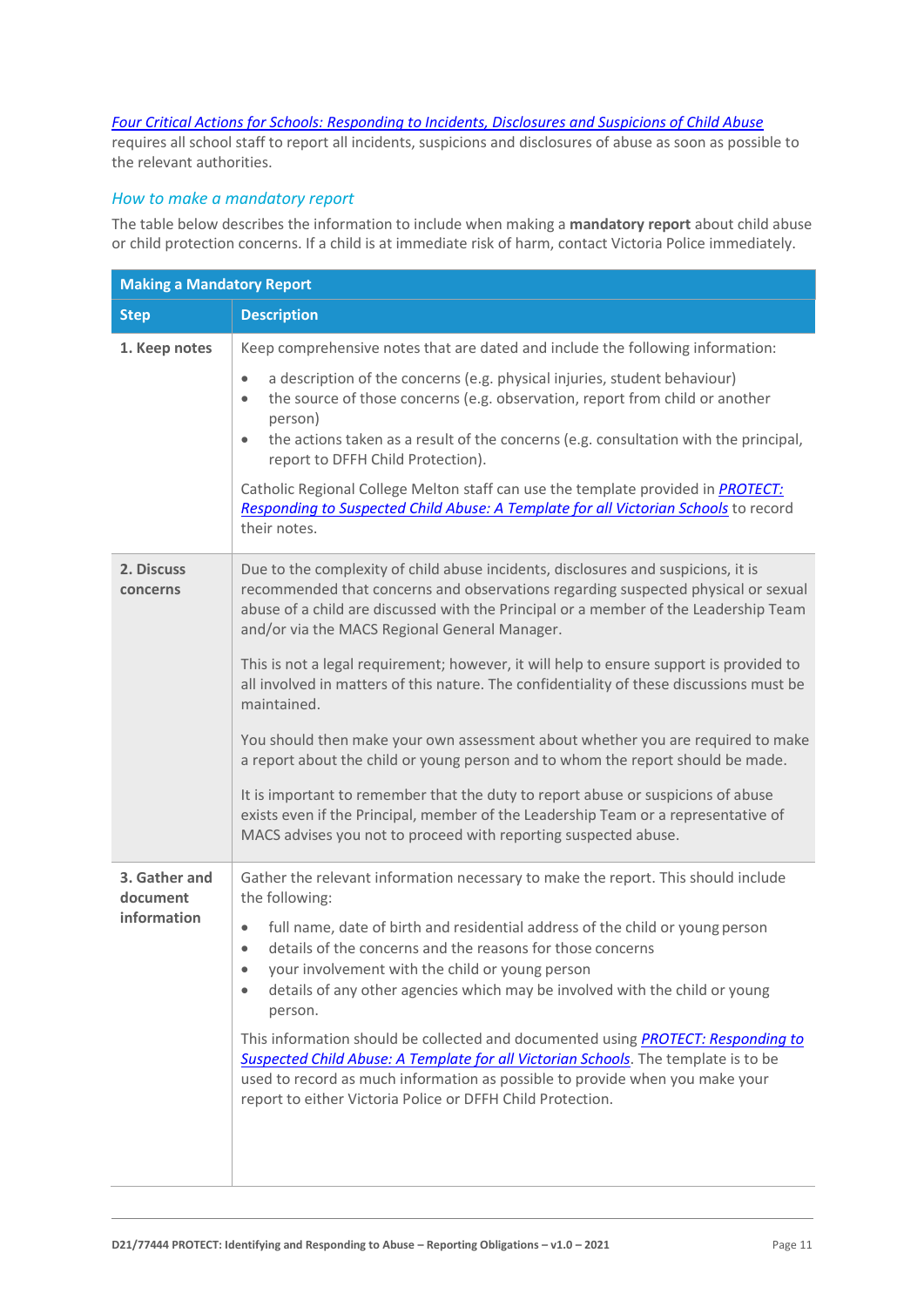[Four Critical Actions for Schools: Responding to Incidents, Disclosures and Suspicions of Child Abuse](#) requires all school staff to report all incidents, suspicions and disclosures of abuse as soon as possible to the relevant authorities.

### How to make a mandatory report

The table below describes the information to include when making a **mandatory report** about child abuse or child protection concerns. If a child is at immediate risk of harm, contact Victoria Police immediately.

| **Making a Mandatory Report** | |
|---|---|
| **Step** | **Description** |
| **1. Keep notes** | Keep comprehensive notes that are dated and include the following information:<br>• a description of the concerns (e.g. physical injuries, student behaviour)<br>• the source of those concerns (e.g. observation, report from child or another person)<br>• the actions taken as a result of the concerns (e.g. consultation with the principal, report to DFFH Child Protection).<br><br>Catholic Regional College Melton staff can use the template provided in *PROTECT: Responding to Suspected Child Abuse: A Template for all Victorian Schools* to record their notes. |
| **2. Discuss concerns** | Due to the complexity of child abuse incidents, disclosures and suspicions, it is recommended that concerns and observations regarding suspected physical or sexual abuse of a child are discussed with the Principal or a member of the Leadership Team and/or via the MACS Regional General Manager.<br><br>This is not a legal requirement; however, it will help to ensure support is provided to all involved in matters of this nature. The confidentiality of these discussions must be maintained.<br><br>You should then make your own assessment about whether you are required to make a report about the child or young person and to whom the report should be made.<br><br>It is important to remember that the duty to report abuse or suspicions of abuse exists even if the Principal, member of the Leadership Team or a representative of MACS advises you not to proceed with reporting suspected abuse. |
| **3. Gather and document information** | Gather the relevant information necessary to make the report. This should include the following:<br>• full name, date of birth and residential address of the child or young person<br>• details of the concerns and the reasons for those concerns<br>• your involvement with the child or young person<br>• details of any other agencies which may be involved with the child or young person.<br><br>This information should be collected and documented using *PROTECT: Responding to Suspected Child Abuse: A Template for all Victorian Schools*. The template is to be used to record as much information as possible to provide when you make your report to either Victoria Police or DFFH Child Protection. |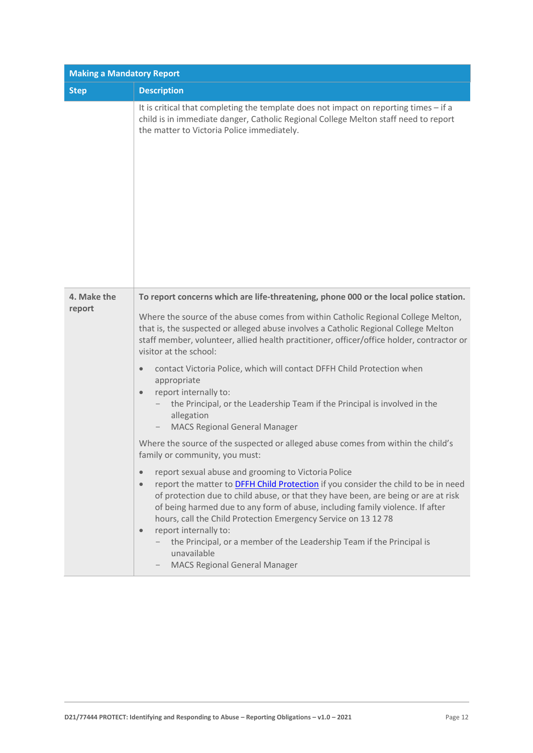| Making a Mandatory Report | |
|---|---|
| **Step** | **Description** |
| | It is critical that completing the template does not impact on reporting times – if a child is in immediate danger, Catholic Regional College Melton staff need to report the matter to Victoria Police immediately. |
| **4. Make the report** | **To report concerns which are life-threatening, phone 000 or the local police station.**<br><br>Where the source of the abuse comes from within Catholic Regional College Melton, that is, the suspected or alleged abuse involves a Catholic Regional College Melton staff member, volunteer, allied health practitioner, officer/office holder, contractor or visitor at the school:<br><br>• contact Victoria Police, which will contact DFFH Child Protection when appropriate<br>• report internally to:<br>&nbsp;&nbsp;– the Principal, or the Leadership Team if the Principal is involved in the allegation<br>&nbsp;&nbsp;– MACS Regional General Manager<br><br>Where the source of the suspected or alleged abuse comes from within the child's family or community, you must:<br><br>• report sexual abuse and grooming to Victoria Police<br>• report the matter to [DFFH Child Protection]() if you consider the child to be in need of protection due to child abuse, or that they have been, are being or are at risk of being harmed due to any form of abuse, including family violence. If after hours, call the Child Protection Emergency Service on 13 12 78<br>• report internally to:<br>&nbsp;&nbsp;– the Principal, or a member of the Leadership Team if the Principal is unavailable<br>&nbsp;&nbsp;– MACS Regional General Manager |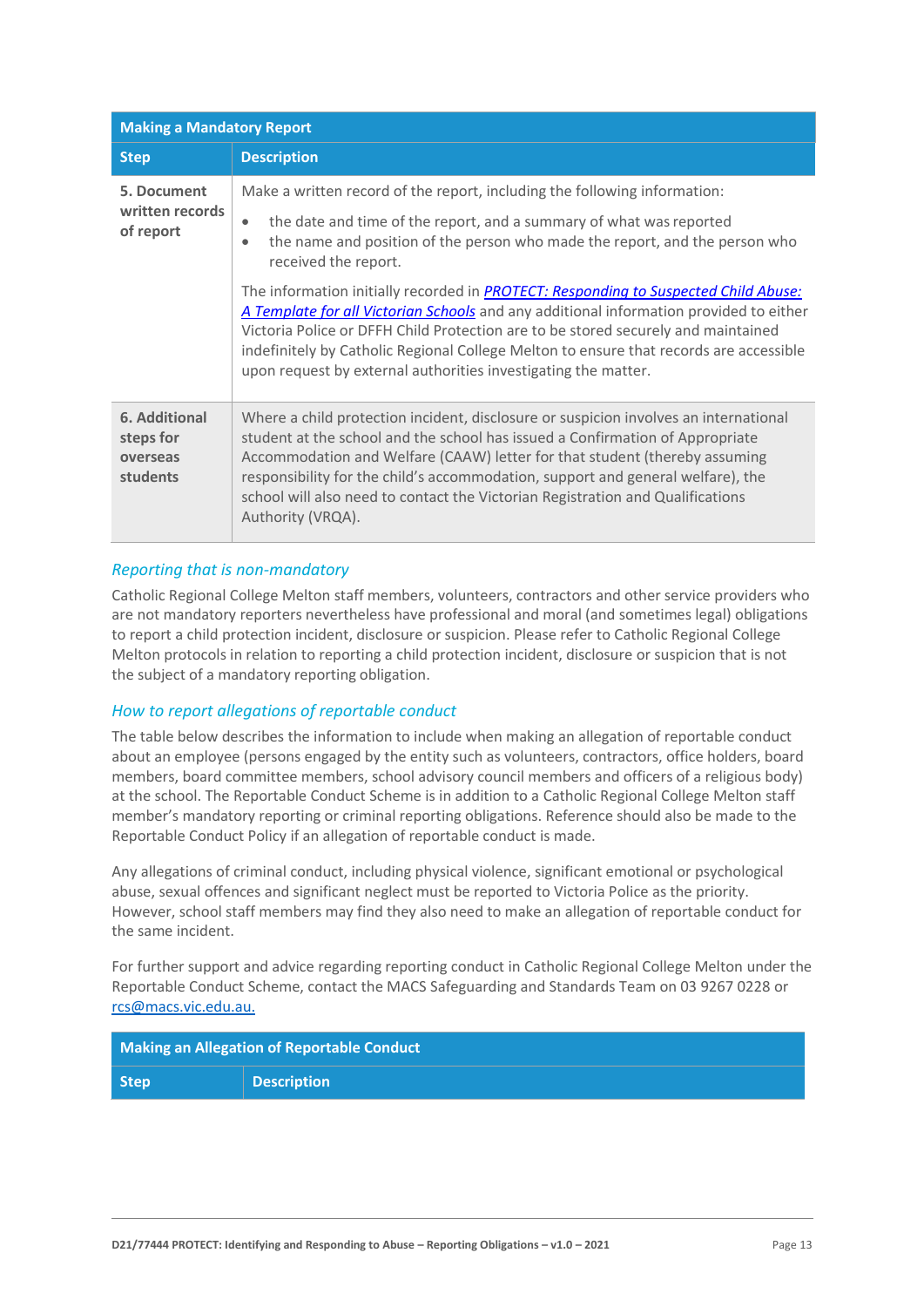| Making a Mandatory Report | |
|---|---|
| **Step** | **Description** |
| **5. Document written records of report** | Make a written record of the report, including the following information:<br>• the date and time of the report, and a summary of what was reported<br>• the name and position of the person who made the report, and the person who received the report.<br><br>The information initially recorded in [*PROTECT: Responding to Suspected Child Abuse: A Template for all Victorian Schools*]() and any additional information provided to either Victoria Police or DFFH Child Protection are to be stored securely and maintained indefinitely by Catholic Regional College Melton to ensure that records are accessible upon request by external authorities investigating the matter. |
| **6. Additional steps for overseas students** | Where a child protection incident, disclosure or suspicion involves an international student at the school and the school has issued a Confirmation of Appropriate Accommodation and Welfare (CAAW) letter for that student (thereby assuming responsibility for the child's accommodation, support and general welfare), the school will also need to contact the Victorian Registration and Qualifications Authority (VRQA). |

### *Reporting that is non-mandatory*

Catholic Regional College Melton staff members, volunteers, contractors and other service providers who are not mandatory reporters nevertheless have professional and moral (and sometimes legal) obligations to report a child protection incident, disclosure or suspicion. Please refer to Catholic Regional College Melton protocols in relation to reporting a child protection incident, disclosure or suspicion that is not the subject of a mandatory reporting obligation.

### *How to report allegations of reportable conduct*

The table below describes the information to include when making an allegation of reportable conduct about an employee (persons engaged by the entity such as volunteers, contractors, office holders, board members, board committee members, school advisory council members and officers of a religious body) at the school. The Reportable Conduct Scheme is in addition to a Catholic Regional College Melton staff member's mandatory reporting or criminal reporting obligations. Reference should also be made to the Reportable Conduct Policy if an allegation of reportable conduct is made.

Any allegations of criminal conduct, including physical violence, significant emotional or psychological abuse, sexual offences and significant neglect must be reported to Victoria Police as the priority. However, school staff members may find they also need to make an allegation of reportable conduct for the same incident.

For further support and advice regarding reporting conduct in Catholic Regional College Melton under the Reportable Conduct Scheme, contact the MACS Safeguarding and Standards Team on 03 9267 0228 or [rcs@macs.vic.edu.au.](mailto:rcs@macs.vic.edu.au)

| Making an Allegation of Reportable Conduct | |
|---|---|
| **Step** | **Description** |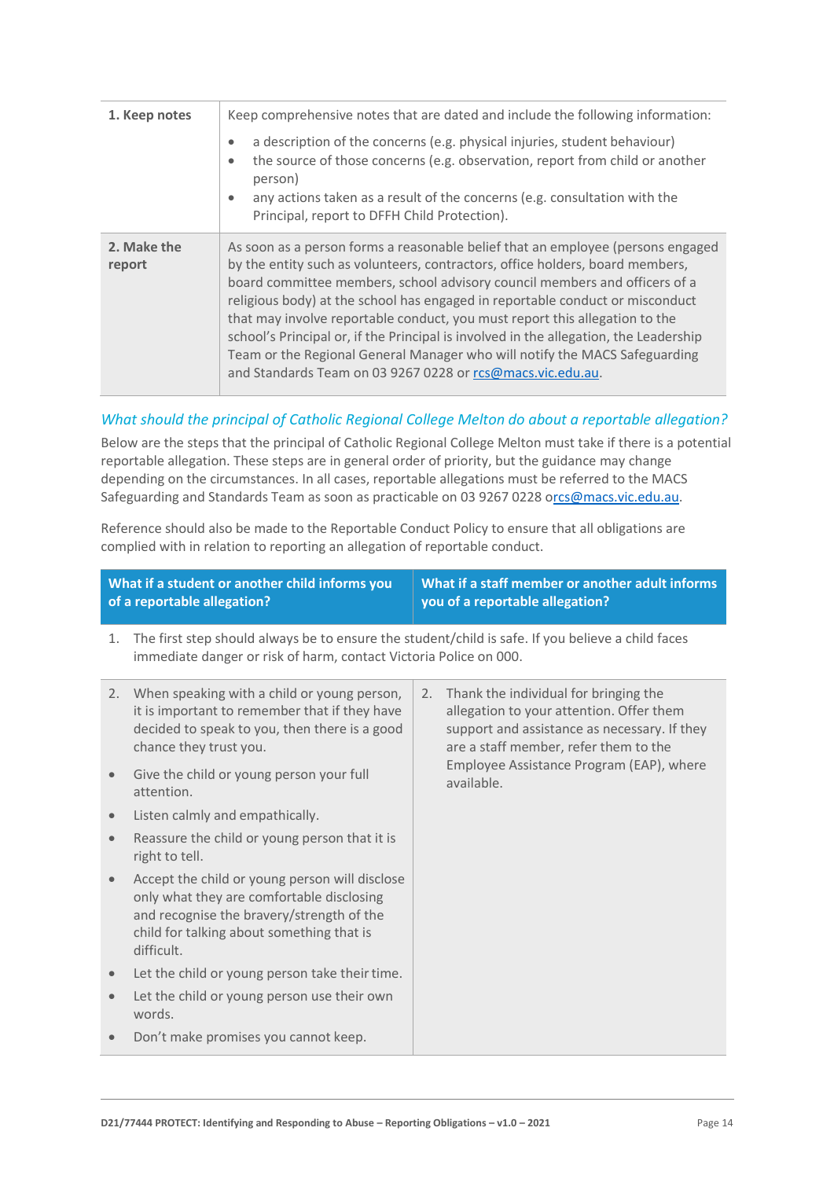| | |
|---|---|
| **1. Keep notes** | Keep comprehensive notes that are dated and include the following information:<br>• a description of the concerns (e.g. physical injuries, student behaviour)<br>• the source of those concerns (e.g. observation, report from child or another person)<br>• any actions taken as a result of the concerns (e.g. consultation with the Principal, report to DFFH Child Protection). |
| **2. Make the report** | As soon as a person forms a reasonable belief that an employee (persons engaged by the entity such as volunteers, contractors, office holders, board members, board committee members, school advisory council members and officers of a religious body) at the school has engaged in reportable conduct or misconduct that may involve reportable conduct, you must report this allegation to the school's Principal or, if the Principal is involved in the allegation, the Leadership Team or the Regional General Manager who will notify the MACS Safeguarding and Standards Team on 03 9267 0228 or rcs@macs.vic.edu.au. |

### *What should the principal of Catholic Regional College Melton do about a reportable allegation?*

Below are the steps that the principal of Catholic Regional College Melton must take if there is a potential reportable allegation. These steps are in general order of priority, but the guidance may change depending on the circumstances. In all cases, reportable allegations must be referred to the MACS Safeguarding and Standards Team as soon as practicable on 03 9267 0228 orcs@macs.vic.edu.au.

Reference should also be made to the Reportable Conduct Policy to ensure that all obligations are complied with in relation to reporting an allegation of reportable conduct.

| What if a student or another child informs you of a reportable allegation? | What if a staff member or another adult informs you of a reportable allegation? |
|---|---|
| 1. The first step should always be to ensure the student/child is safe. If you believe a child faces immediate danger or risk of harm, contact Victoria Police on 000. | |
| 2. When speaking with a child or young person, it is important to remember that if they have decided to speak to you, then there is a good chance they trust you.<br>• Give the child or young person your full attention.<br>• Listen calmly and empathically.<br>• Reassure the child or young person that it is right to tell.<br>• Accept the child or young person will disclose only what they are comfortable disclosing and recognise the bravery/strength of the child for talking about something that is difficult.<br>• Let the child or young person take their time.<br>• Let the child or young person use their own words.<br>• Don't make promises you cannot keep. | 2. Thank the individual for bringing the allegation to your attention. Offer them support and assistance as necessary. If they are a staff member, refer them to the Employee Assistance Program (EAP), where available. |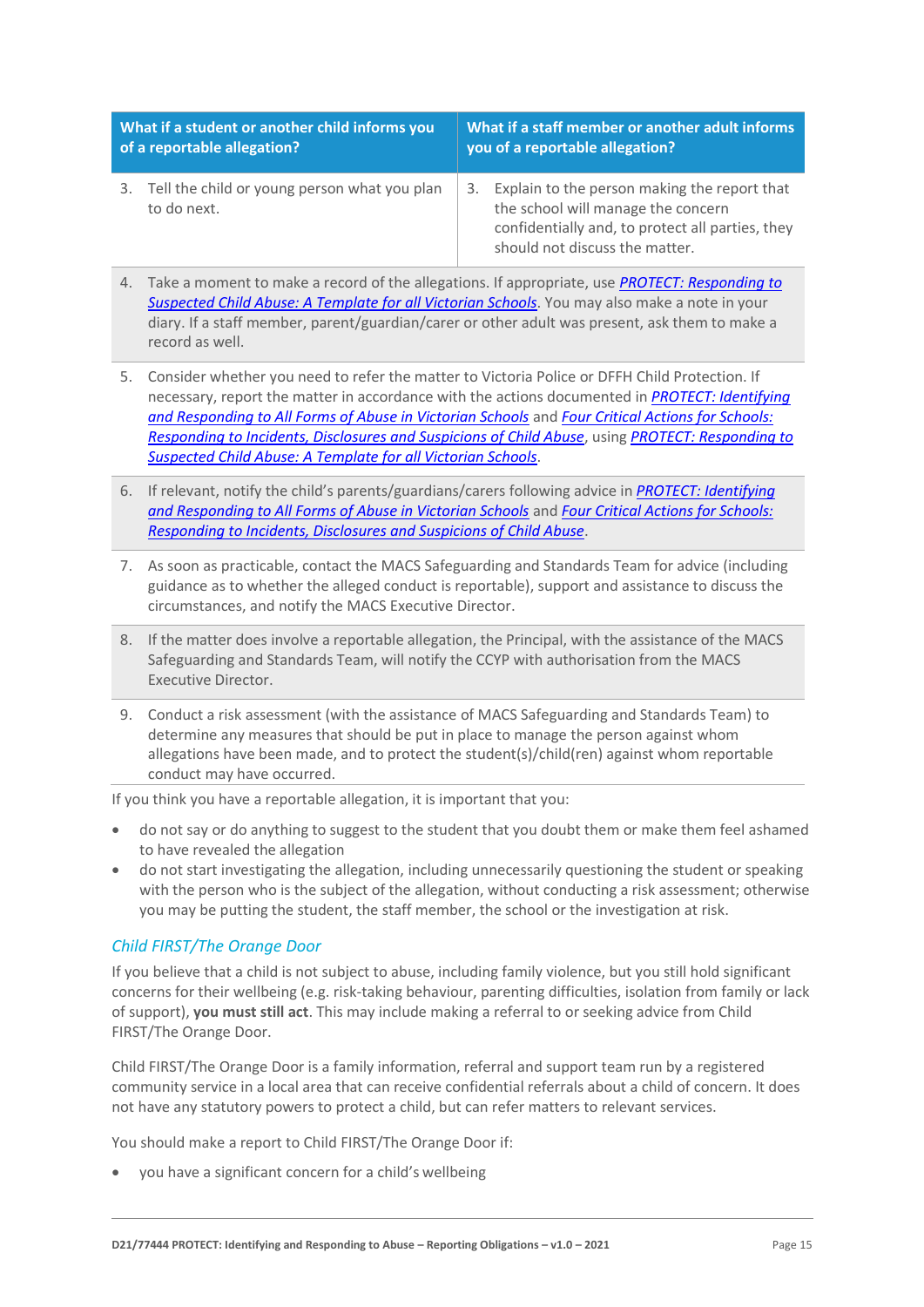| What if a student or another child informs you of a reportable allegation? | What if a staff member or another adult informs you of a reportable allegation? |
|---|---|
| 3. Tell the child or young person what you plan to do next. | 3. Explain to the person making the report that the school will manage the concern confidentially and, to protect all parties, they should not discuss the matter. |
| 4. Take a moment to make a record of the allegations. If appropriate, use *PROTECT: Responding to Suspected Child Abuse: A Template for all Victorian Schools*. You may also make a note in your diary. If a staff member, parent/guardian/carer or other adult was present, ask them to make a record as well. | |
| 5. Consider whether you need to refer the matter to Victoria Police or DFFH Child Protection. If necessary, report the matter in accordance with the actions documented in *PROTECT: Identifying and Responding to All Forms of Abuse in Victorian Schools* and *Four Critical Actions for Schools: Responding to Incidents, Disclosures and Suspicions of Child Abuse*, using *PROTECT: Responding to Suspected Child Abuse: A Template for all Victorian Schools*. | |
| 6. If relevant, notify the child's parents/guardians/carers following advice in *PROTECT: Identifying and Responding to All Forms of Abuse in Victorian Schools* and *Four Critical Actions for Schools: Responding to Incidents, Disclosures and Suspicions of Child Abuse*. | |
| 7. As soon as practicable, contact the MACS Safeguarding and Standards Team for advice (including guidance as to whether the alleged conduct is reportable), support and assistance to discuss the circumstances, and notify the MACS Executive Director. | |
| 8. If the matter does involve a reportable allegation, the Principal, with the assistance of the MACS Safeguarding and Standards Team, will notify the CCYP with authorisation from the MACS Executive Director. | |
| 9. Conduct a risk assessment (with the assistance of MACS Safeguarding and Standards Team) to determine any measures that should be put in place to manage the person against whom allegations have been made, and to protect the student(s)/child(ren) against whom reportable conduct may have occurred. | |

If you think you have a reportable allegation, it is important that you:

- do not say or do anything to suggest to the student that you doubt them or make them feel ashamed to have revealed the allegation
- do not start investigating the allegation, including unnecessarily questioning the student or speaking with the person who is the subject of the allegation, without conducting a risk assessment; otherwise you may be putting the student, the staff member, the school or the investigation at risk.

### *Child FIRST/The Orange Door*

If you believe that a child is not subject to abuse, including family violence, but you still hold significant concerns for their wellbeing (e.g. risk-taking behaviour, parenting difficulties, isolation from family or lack of support), **you must still act**. This may include making a referral to or seeking advice from Child FIRST/The Orange Door.

Child FIRST/The Orange Door is a family information, referral and support team run by a registered community service in a local area that can receive confidential referrals about a child of concern. It does not have any statutory powers to protect a child, but can refer matters to relevant services.

You should make a report to Child FIRST/The Orange Door if:

- you have a significant concern for a child's wellbeing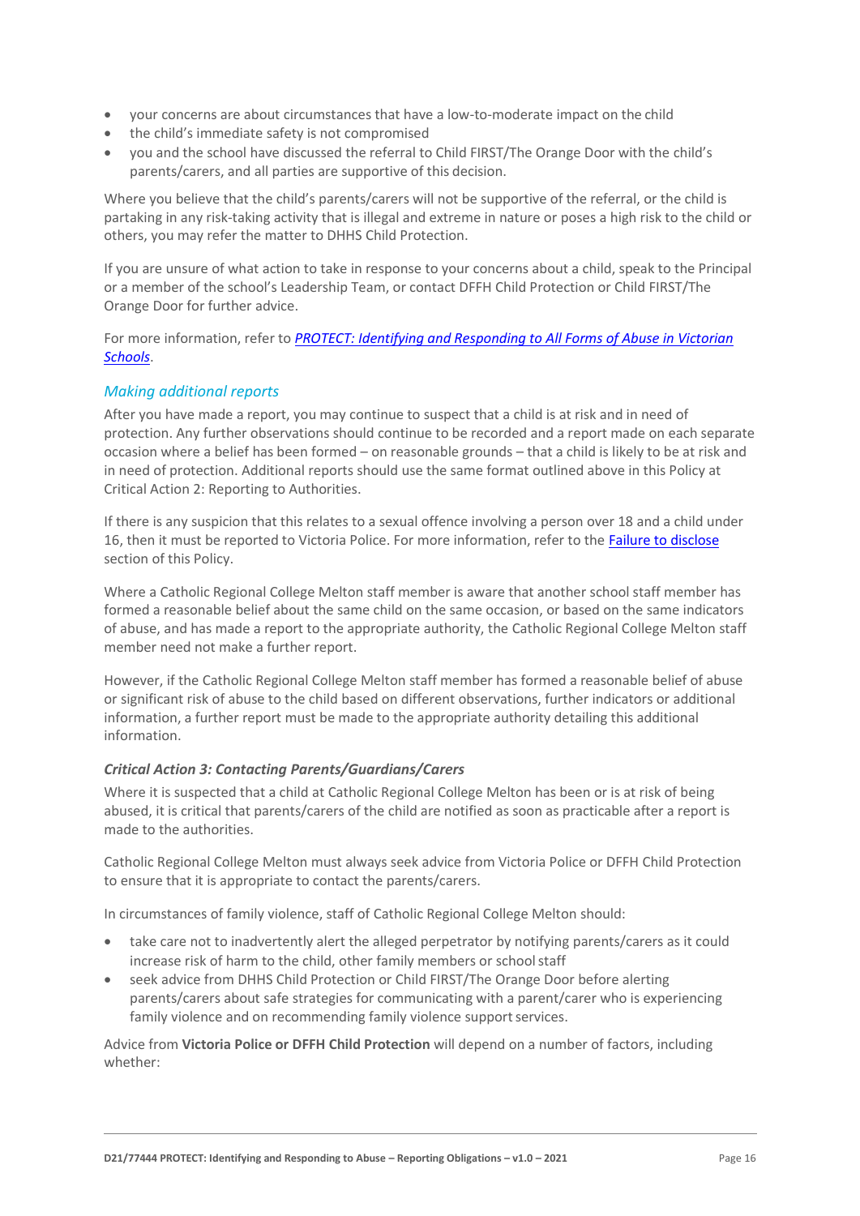- your concerns are about circumstances that have a low-to-moderate impact on the child
- the child's immediate safety is not compromised
- you and the school have discussed the referral to Child FIRST/The Orange Door with the child's parents/carers, and all parties are supportive of this decision.

Where you believe that the child's parents/carers will not be supportive of the referral, or the child is partaking in any risk-taking activity that is illegal and extreme in nature or poses a high risk to the child or others, you may refer the matter to DHHS Child Protection.

If you are unsure of what action to take in response to your concerns about a child, speak to the Principal or a member of the school's Leadership Team, or contact DFFH Child Protection or Child FIRST/The Orange Door for further advice.

For more information, refer to *[PROTECT: Identifying and Responding to All Forms of Abuse in Victorian Schools](#)*.

### *Making additional reports*

After you have made a report, you may continue to suspect that a child is at risk and in need of protection. Any further observations should continue to be recorded and a report made on each separate occasion where a belief has been formed – on reasonable grounds – that a child is likely to be at risk and in need of protection. Additional reports should use the same format outlined above in this Policy at Critical Action 2: Reporting to Authorities.

If there is any suspicion that this relates to a sexual offence involving a person over 18 and a child under 16, then it must be reported to Victoria Police. For more information, refer to the [Failure to disclose](#) section of this Policy.

Where a Catholic Regional College Melton staff member is aware that another school staff member has formed a reasonable belief about the same child on the same occasion, or based on the same indicators of abuse, and has made a report to the appropriate authority, the Catholic Regional College Melton staff member need not make a further report.

However, if the Catholic Regional College Melton staff member has formed a reasonable belief of abuse or significant risk of abuse to the child based on different observations, further indicators or additional information, a further report must be made to the appropriate authority detailing this additional information.

#### *Critical Action 3: Contacting Parents/Guardians/Carers*

Where it is suspected that a child at Catholic Regional College Melton has been or is at risk of being abused, it is critical that parents/carers of the child are notified as soon as practicable after a report is made to the authorities.

Catholic Regional College Melton must always seek advice from Victoria Police or DFFH Child Protection to ensure that it is appropriate to contact the parents/carers.

In circumstances of family violence, staff of Catholic Regional College Melton should:

- take care not to inadvertently alert the alleged perpetrator by notifying parents/carers as it could increase risk of harm to the child, other family members or school staff
- seek advice from DHHS Child Protection or Child FIRST/The Orange Door before alerting parents/carers about safe strategies for communicating with a parent/carer who is experiencing family violence and on recommending family violence support services.

Advice from **Victoria Police or DFFH Child Protection** will depend on a number of factors, including whether: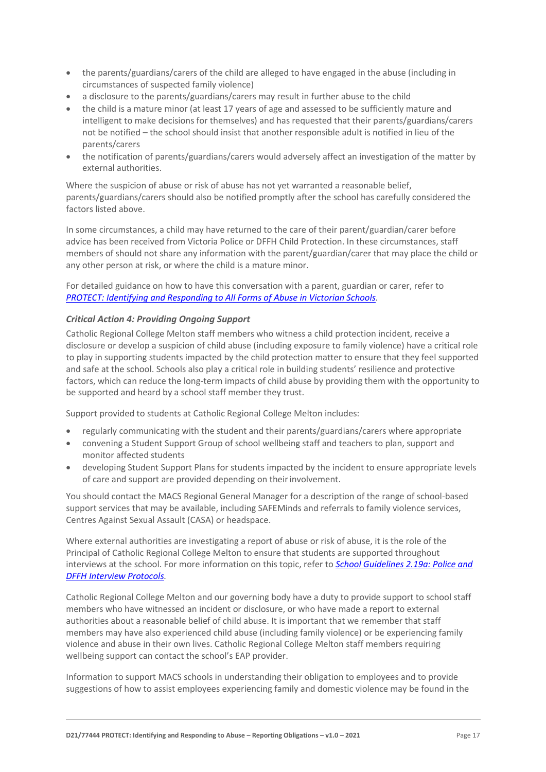- the parents/guardians/carers of the child are alleged to have engaged in the abuse (including in circumstances of suspected family violence)
- a disclosure to the parents/guardians/carers may result in further abuse to the child
- the child is a mature minor (at least 17 years of age and assessed to be sufficiently mature and intelligent to make decisions for themselves) and has requested that their parents/guardians/carers not be notified – the school should insist that another responsible adult is notified in lieu of the parents/carers
- the notification of parents/guardians/carers would adversely affect an investigation of the matter by external authorities.

Where the suspicion of abuse or risk of abuse has not yet warranted a reasonable belief, parents/guardians/carers should also be notified promptly after the school has carefully considered the factors listed above.

In some circumstances, a child may have returned to the care of their parent/guardian/carer before advice has been received from Victoria Police or DFFH Child Protection. In these circumstances, staff members of should not share any information with the parent/guardian/carer that may place the child or any other person at risk, or where the child is a mature minor.

For detailed guidance on how to have this conversation with a parent, guardian or carer, refer to *PROTECT: Identifying and Responding to All Forms of Abuse in Victorian Schools*.

### *Critical Action 4: Providing Ongoing Support*

Catholic Regional College Melton staff members who witness a child protection incident, receive a disclosure or develop a suspicion of child abuse (including exposure to family violence) have a critical role to play in supporting students impacted by the child protection matter to ensure that they feel supported and safe at the school. Schools also play a critical role in building students' resilience and protective factors, which can reduce the long-term impacts of child abuse by providing them with the opportunity to be supported and heard by a school staff member they trust.

Support provided to students at Catholic Regional College Melton includes:

- regularly communicating with the student and their parents/guardians/carers where appropriate
- convening a Student Support Group of school wellbeing staff and teachers to plan, support and monitor affected students
- developing Student Support Plans for students impacted by the incident to ensure appropriate levels of care and support are provided depending on their involvement.

You should contact the MACS Regional General Manager for a description of the range of school-based support services that may be available, including SAFEMinds and referrals to family violence services, Centres Against Sexual Assault (CASA) or headspace.

Where external authorities are investigating a report of abuse or risk of abuse, it is the role of the Principal of Catholic Regional College Melton to ensure that students are supported throughout interviews at the school. For more information on this topic, refer to ***School Guidelines 2.19a: Police and DFFH Interview Protocols***.

Catholic Regional College Melton and our governing body have a duty to provide support to school staff members who have witnessed an incident or disclosure, or who have made a report to external authorities about a reasonable belief of child abuse. It is important that we remember that staff members may have also experienced child abuse (including family violence) or be experiencing family violence and abuse in their own lives. Catholic Regional College Melton staff members requiring wellbeing support can contact the school's EAP provider.

Information to support MACS schools in understanding their obligation to employees and to provide suggestions of how to assist employees experiencing family and domestic violence may be found in the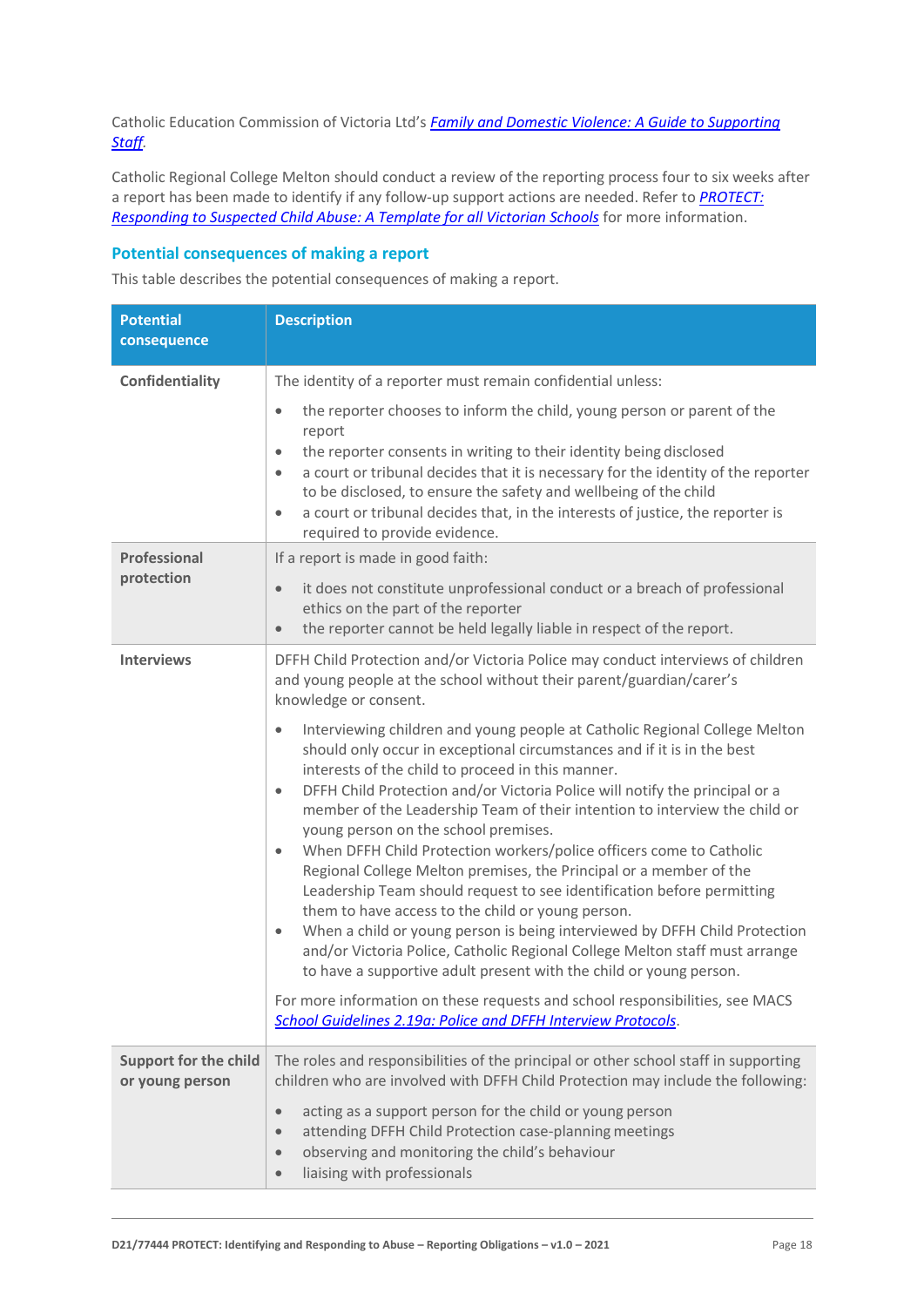Catholic Education Commission of Victoria Ltd's *Family and Domestic Violence: A Guide to Supporting Staff*.

Catholic Regional College Melton should conduct a review of the reporting process four to six weeks after a report has been made to identify if any follow-up support actions are needed. Refer to *PROTECT: Responding to Suspected Child Abuse: A Template for all Victorian Schools* for more information.

## Potential consequences of making a report

This table describes the potential consequences of making a report.

| Potential consequence | Description |
|---|---|
| **Confidentiality** | The identity of a reporter must remain confidential unless:<br>• the reporter chooses to inform the child, young person or parent of the report<br>• the reporter consents in writing to their identity being disclosed<br>• a court or tribunal decides that it is necessary for the identity of the reporter to be disclosed, to ensure the safety and wellbeing of the child<br>• a court or tribunal decides that, in the interests of justice, the reporter is required to provide evidence. |
| **Professional protection** | If a report is made in good faith:<br>• it does not constitute unprofessional conduct or a breach of professional ethics on the part of the reporter<br>• the reporter cannot be held legally liable in respect of the report. |
| **Interviews** | DFFH Child Protection and/or Victoria Police may conduct interviews of children and young people at the school without their parent/guardian/carer's knowledge or consent.<br>• Interviewing children and young people at Catholic Regional College Melton should only occur in exceptional circumstances and if it is in the best interests of the child to proceed in this manner.<br>• DFFH Child Protection and/or Victoria Police will notify the principal or a member of the Leadership Team of their intention to interview the child or young person on the school premises.<br>• When DFFH Child Protection workers/police officers come to Catholic Regional College Melton premises, the Principal or a member of the Leadership Team should request to see identification before permitting them to have access to the child or young person.<br>• When a child or young person is being interviewed by DFFH Child Protection and/or Victoria Police, Catholic Regional College Melton staff must arrange to have a supportive adult present with the child or young person.<br>For more information on these requests and school responsibilities, see MACS *School Guidelines 2.19a: Police and DFFH Interview Protocols*. |
| **Support for the child or young person** | The roles and responsibilities of the principal or other school staff in supporting children who are involved with DFFH Child Protection may include the following:<br>• acting as a support person for the child or young person<br>• attending DFFH Child Protection case-planning meetings<br>• observing and monitoring the child's behaviour<br>• liaising with professionals |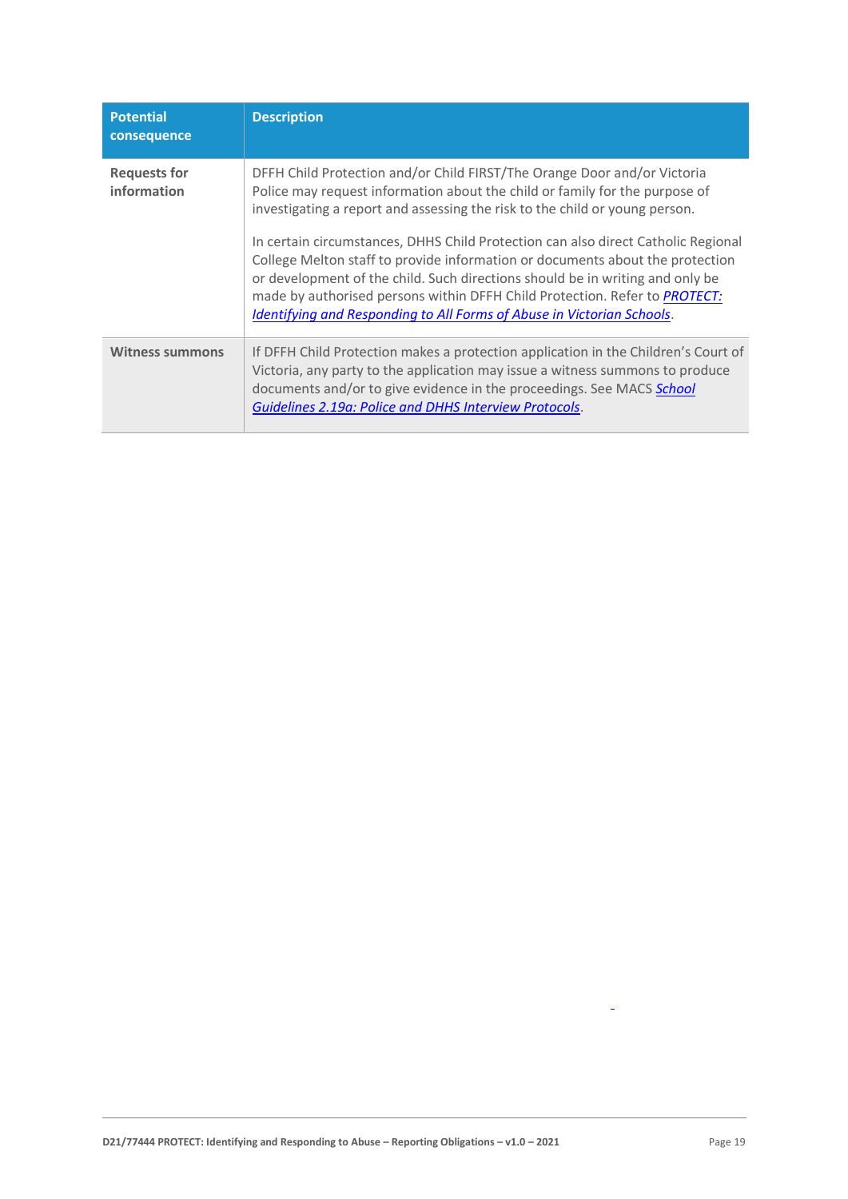| Potential consequence | Description |
| --- | --- |
| **Requests for information** | DFFH Child Protection and/or Child FIRST/The Orange Door and/or Victoria Police may request information about the child or family for the purpose of investigating a report and assessing the risk to the child or young person.<br><br>In certain circumstances, DHHS Child Protection can also direct Catholic Regional College Melton staff to provide information or documents about the protection or development of the child. Such directions should be in writing and only be made by authorised persons within DFFH Child Protection. Refer to *PROTECT: Identifying and Responding to All Forms of Abuse in Victorian Schools*. |
| **Witness summons** | If DFFH Child Protection makes a protection application in the Children's Court of Victoria, any party to the application may issue a witness summons to produce documents and/or to give evidence in the proceedings. See MACS *School Guidelines 2.19a: Police and DHHS Interview Protocols*. |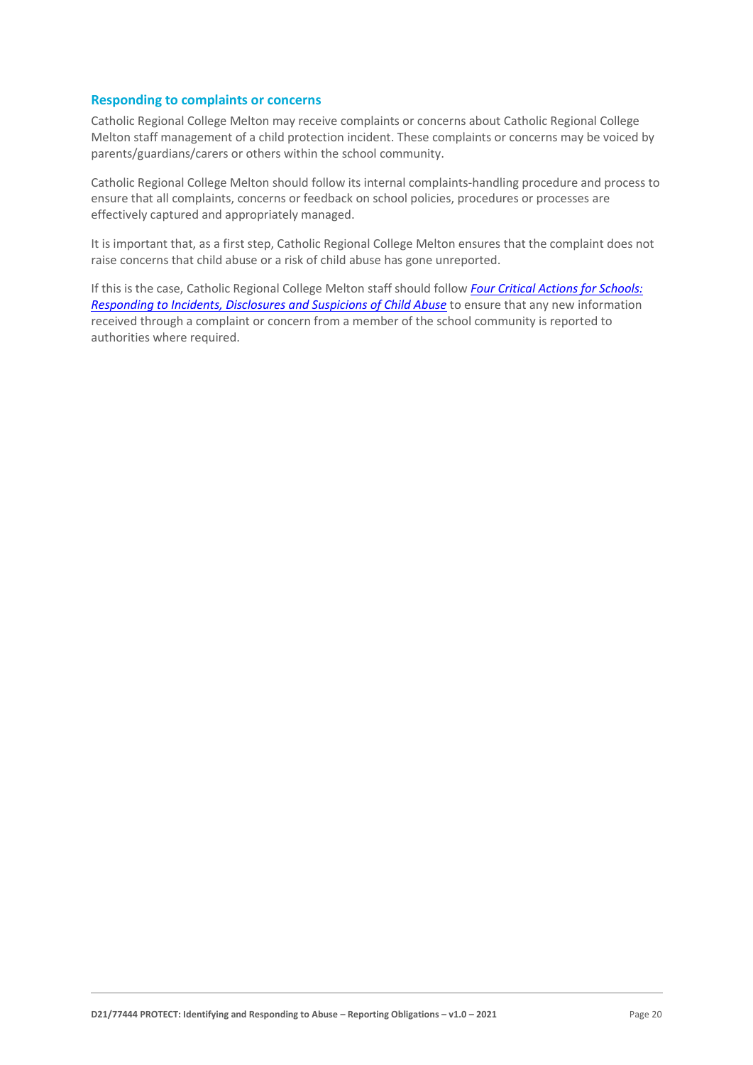## Responding to complaints or concerns

Catholic Regional College Melton may receive complaints or concerns about Catholic Regional College Melton staff management of a child protection incident. These complaints or concerns may be voiced by parents/guardians/carers or others within the school community.

Catholic Regional College Melton should follow its internal complaints-handling procedure and process to ensure that all complaints, concerns or feedback on school policies, procedures or processes are effectively captured and appropriately managed.

It is important that, as a first step, Catholic Regional College Melton ensures that the complaint does not raise concerns that child abuse or a risk of child abuse has gone unreported.

If this is the case, Catholic Regional College Melton staff should follow *Four Critical Actions for Schools: Responding to Incidents, Disclosures and Suspicions of Child Abuse* to ensure that any new information received through a complaint or concern from a member of the school community is reported to authorities where required.